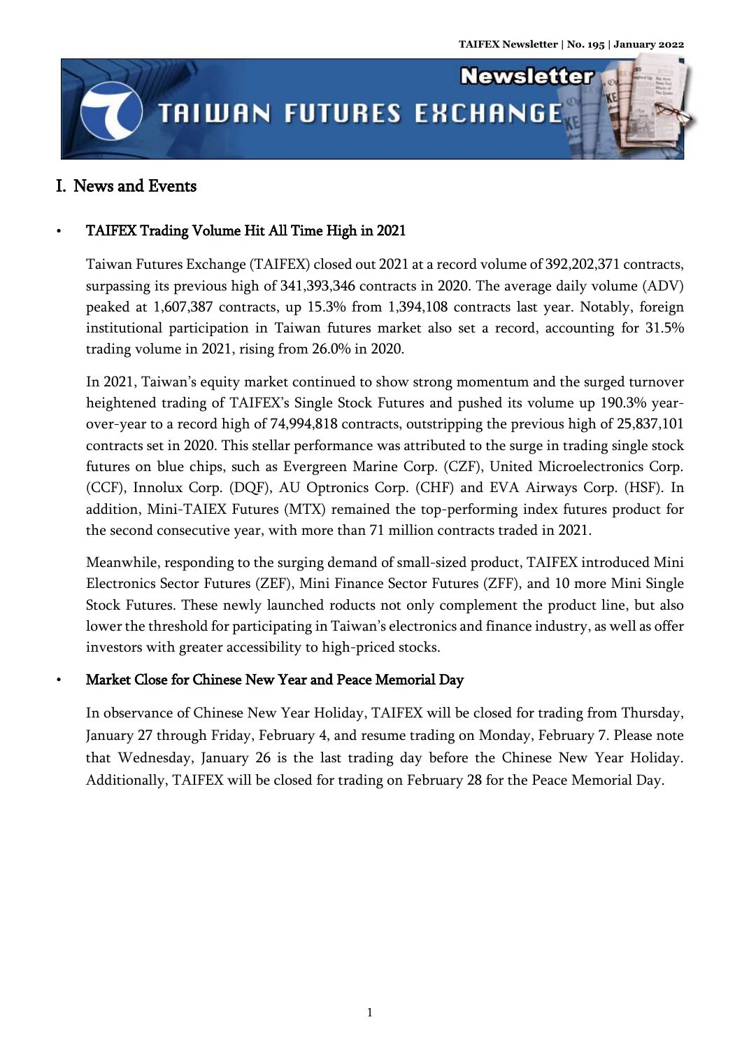## I. News and Events

- **TAIFEX Trading Volume Hit All Time High in 2021**

  Taiwan Futures Exchange (TAIFEX) closed out 2021 at a record volume of 392,202,371 contracts, surpassing its previous high of 341,393,346 contracts in 2020. The average daily volume (ADV) peaked at 1,607,387 contracts, up 15.3% from 1,394,108 contracts last year. Notably, foreign institutional participation in Taiwan futures market also set a record, accounting for 31.5% trading volume in 2021, rising from 26.0% in 2020.

  In 2021, Taiwan's equity market continued to show strong momentum and the surged turnover heightened trading of TAIFEX's Single Stock Futures and pushed its volume up 190.3% year-over-year to a record high of 74,994,818 contracts, outstripping the previous high of 25,837,101 contracts set in 2020. This stellar performance was attributed to the surge in trading single stock futures on blue chips, such as Evergreen Marine Corp. (CZF), United Microelectronics Corp. (CCF), Innolux Corp. (DQF), AU Optronics Corp. (CHF) and EVA Airways Corp. (HSF). In addition, Mini-TAIEX Futures (MTX) remained the top-performing index futures product for the second consecutive year, with more than 71 million contracts traded in 2021.

  Meanwhile, responding to the surging demand of small-sized product, TAIFEX introduced Mini Electronics Sector Futures (ZEF), Mini Finance Sector Futures (ZFF), and 10 more Mini Single Stock Futures. These newly launched roducts not only complement the product line, but also lower the threshold for participating in Taiwan's electronics and finance industry, as well as offer investors with greater accessibility to high-priced stocks.

- **Market Close for Chinese New Year and Peace Memorial Day**

  In observance of Chinese New Year Holiday, TAIFEX will be closed for trading from Thursday, January 27 through Friday, February 4, and resume trading on Monday, February 7. Please note that Wednesday, January 26 is the last trading day before the Chinese New Year Holiday. Additionally, TAIFEX will be closed for trading on February 28 for the Peace Memorial Day.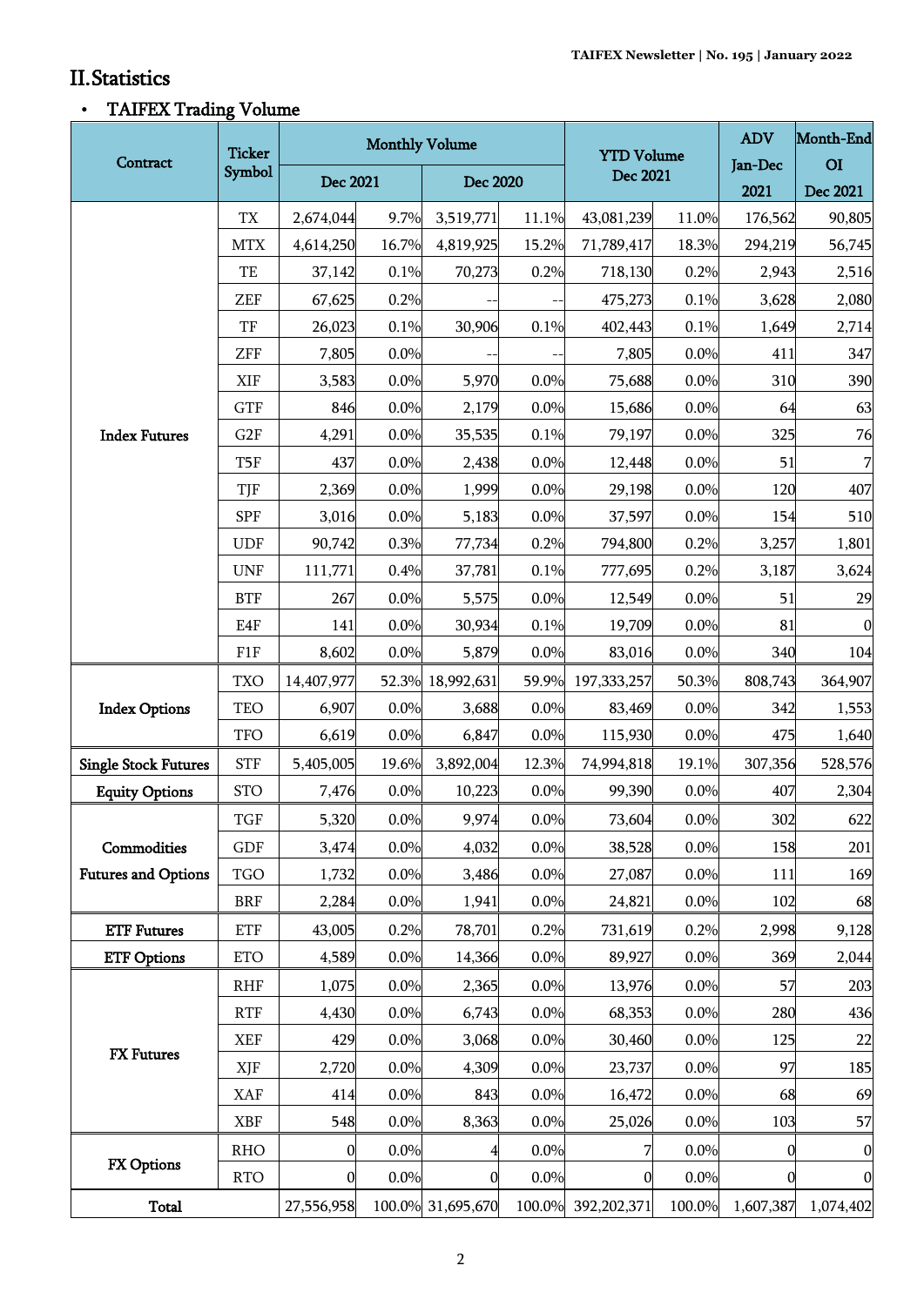## II. Statistics

- **TAIFEX Trading Volume**

| Contract | Ticker Symbol | Monthly Volume | | | | YTD Volume Dec 2021 | | ADV Jan-Dec 2021 | Month-End OI Dec 2021 |
|---|---|---|---|---|---|---|---|---|---|
| | | Dec 2021 | | Dec 2020 | | | | | |
| Index Futures | TX | 2,674,044 | 9.7% | 3,519,771 | 11.1% | 43,081,239 | 11.0% | 176,562 | 90,805 |
| | MTX | 4,614,250 | 16.7% | 4,819,925 | 15.2% | 71,789,417 | 18.3% | 294,219 | 56,745 |
| | TE | 37,142 | 0.1% | 70,273 | 0.2% | 718,130 | 0.2% | 2,943 | 2,516 |
| | ZEF | 67,625 | 0.2% | -- | -- | 475,273 | 0.1% | 3,628 | 2,080 |
| | TF | 26,023 | 0.1% | 30,906 | 0.1% | 402,443 | 0.1% | 1,649 | 2,714 |
| | ZFF | 7,805 | 0.0% | -- | -- | 7,805 | 0.0% | 411 | 347 |
| | XIF | 3,583 | 0.0% | 5,970 | 0.0% | 75,688 | 0.0% | 310 | 390 |
| | GTF | 846 | 0.0% | 2,179 | 0.0% | 15,686 | 0.0% | 64 | 63 |
| | G2F | 4,291 | 0.0% | 35,535 | 0.1% | 79,197 | 0.0% | 325 | 76 |
| | T5F | 437 | 0.0% | 2,438 | 0.0% | 12,448 | 0.0% | 51 | 7 |
| | TJF | 2,369 | 0.0% | 1,999 | 0.0% | 29,198 | 0.0% | 120 | 407 |
| | SPF | 3,016 | 0.0% | 5,183 | 0.0% | 37,597 | 0.0% | 154 | 510 |
| | UDF | 90,742 | 0.3% | 77,734 | 0.2% | 794,800 | 0.2% | 3,257 | 1,801 |
| | UNF | 111,771 | 0.4% | 37,781 | 0.1% | 777,695 | 0.2% | 3,187 | 3,624 |
| | BTF | 267 | 0.0% | 5,575 | 0.0% | 12,549 | 0.0% | 51 | 29 |
| | E4F | 141 | 0.0% | 30,934 | 0.1% | 19,709 | 0.0% | 81 | 0 |
| | F1F | 8,602 | 0.0% | 5,879 | 0.0% | 83,016 | 0.0% | 340 | 104 |
| Index Options | TXO | 14,407,977 | 52.3% | 18,992,631 | 59.9% | 197,333,257 | 50.3% | 808,743 | 364,907 |
| | TEO | 6,907 | 0.0% | 3,688 | 0.0% | 83,469 | 0.0% | 342 | 1,553 |
| | TFO | 6,619 | 0.0% | 6,847 | 0.0% | 115,930 | 0.0% | 475 | 1,640 |
| Single Stock Futures | STF | 5,405,005 | 19.6% | 3,892,004 | 12.3% | 74,994,818 | 19.1% | 307,356 | 528,576 |
| Equity Options | STO | 7,476 | 0.0% | 10,223 | 0.0% | 99,390 | 0.0% | 407 | 2,304 |
| Commodities Futures and Options | TGF | 5,320 | 0.0% | 9,974 | 0.0% | 73,604 | 0.0% | 302 | 622 |
| | GDF | 3,474 | 0.0% | 4,032 | 0.0% | 38,528 | 0.0% | 158 | 201 |
| | TGO | 1,732 | 0.0% | 3,486 | 0.0% | 27,087 | 0.0% | 111 | 169 |
| | BRF | 2,284 | 0.0% | 1,941 | 0.0% | 24,821 | 0.0% | 102 | 68 |
| ETF Futures | ETF | 43,005 | 0.2% | 78,701 | 0.2% | 731,619 | 0.2% | 2,998 | 9,128 |
| ETF Options | ETO | 4,589 | 0.0% | 14,366 | 0.0% | 89,927 | 0.0% | 369 | 2,044 |
| FX Futures | RHF | 1,075 | 0.0% | 2,365 | 0.0% | 13,976 | 0.0% | 57 | 203 |
| | RTF | 4,430 | 0.0% | 6,743 | 0.0% | 68,353 | 0.0% | 280 | 436 |
| | XEF | 429 | 0.0% | 3,068 | 0.0% | 30,460 | 0.0% | 125 | 22 |
| | XJF | 2,720 | 0.0% | 4,309 | 0.0% | 23,737 | 0.0% | 97 | 185 |
| | XAF | 414 | 0.0% | 843 | 0.0% | 16,472 | 0.0% | 68 | 69 |
| | XBF | 548 | 0.0% | 8,363 | 0.0% | 25,026 | 0.0% | 103 | 57 |
| FX Options | RHO | 0 | 0.0% | 4 | 0.0% | 7 | 0.0% | 0 | 0 |
| | RTO | 0 | 0.0% | 0 | 0.0% | 0 | 0.0% | 0 | 0 |
| Total | | 27,556,958 | 100.0% | 31,695,670 | 100.0% | 392,202,371 | 100.0% | 1,607,387 | 1,074,402 |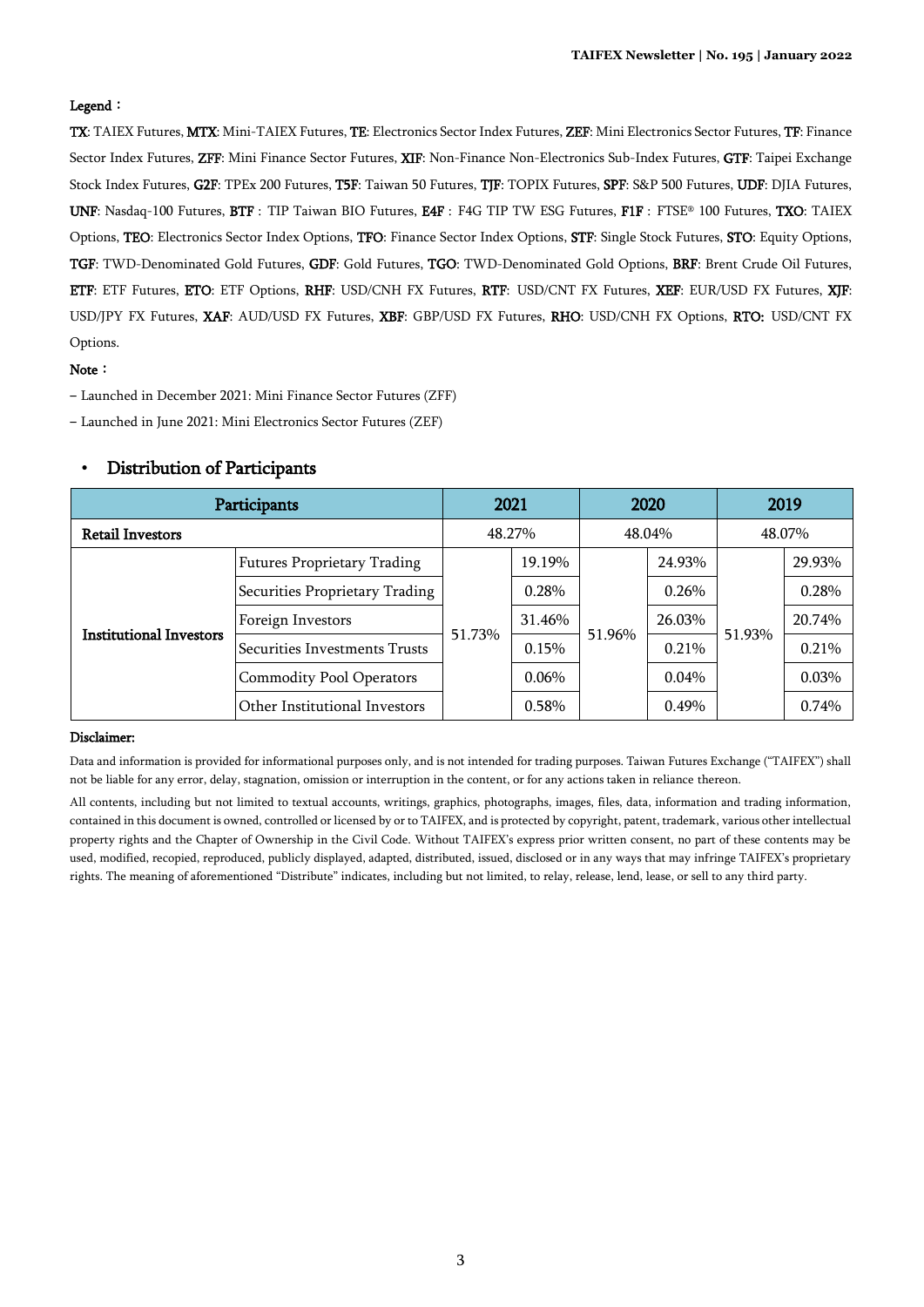**Legend：**

**TX**: TAIEX Futures, **MTX**: Mini-TAIEX Futures, **TE**: Electronics Sector Index Futures, **ZEF**: Mini Electronics Sector Futures, **TF**: Finance Sector Index Futures, **ZFF**: Mini Finance Sector Futures, **XIF**: Non-Finance Non-Electronics Sub-Index Futures, **GTF**: Taipei Exchange Stock Index Futures, **G2F**: TPEx 200 Futures, **T5F**: Taiwan 50 Futures, **TJF**: TOPIX Futures, **SPF**: S&P 500 Futures, **UDF**: DJIA Futures, **UNF**: Nasdaq-100 Futures, **BTF** : TIP Taiwan BIO Futures, **E4F** : F4G TIP TW ESG Futures, **F1F** : FTSE® 100 Futures, **TXO**: TAIEX Options, **TEO**: Electronics Sector Index Options, **TFO**: Finance Sector Index Options, **STF**: Single Stock Futures, **STO**: Equity Options, **TGF**: TWD-Denominated Gold Futures, **GDF**: Gold Futures, **TGO**: TWD-Denominated Gold Options, **BRF**: Brent Crude Oil Futures, **ETF**: ETF Futures, **ETO**: ETF Options, **RHF**: USD/CNH FX Futures, **RTF**: USD/CNT FX Futures, **XEF**: EUR/USD FX Futures, **XJF**: USD/JPY FX Futures, **XAF**: AUD/USD FX Futures, **XBF**: GBP/USD FX Futures, **RHO**: USD/CNH FX Options, **RTO:** USD/CNT FX Options.

**Note：**

– Launched in December 2021: Mini Finance Sector Futures (ZFF)

– Launched in June 2021: Mini Electronics Sector Futures (ZEF)

## • Distribution of Participants

| Participants | | 2021 | | 2020 | | 2019 | |
|---|---|---|---|---|---|---|---|
| **Retail Investors** | | 48.27% | | 48.04% | | 48.07% | |
| **Institutional Investors** | Futures Proprietary Trading | 51.73% | 19.19% | 51.96% | 24.93% | 51.93% | 29.93% |
| | Securities Proprietary Trading | | 0.28% | | 0.26% | | 0.28% |
| | Foreign Investors | | 31.46% | | 26.03% | | 20.74% |
| | Securities Investments Trusts | | 0.15% | | 0.21% | | 0.21% |
| | Commodity Pool Operators | | 0.06% | | 0.04% | | 0.03% |
| | Other Institutional Investors | | 0.58% | | 0.49% | | 0.74% |

**Disclaimer:**

Data and information is provided for informational purposes only, and is not intended for trading purposes. Taiwan Futures Exchange ("TAIFEX") shall not be liable for any error, delay, stagnation, omission or interruption in the content, or for any actions taken in reliance thereon.

All contents, including but not limited to textual accounts, writings, graphics, photographs, images, files, data, information and trading information, contained in this document is owned, controlled or licensed by or to TAIFEX, and is protected by copyright, patent, trademark, various other intellectual property rights and the Chapter of Ownership in the Civil Code. Without TAIFEX's express prior written consent, no part of these contents may be used, modified, recopied, reproduced, publicly displayed, adapted, distributed, issued, disclosed or in any ways that may infringe TAIFEX's proprietary rights. The meaning of aforementioned "Distribute" indicates, including but not limited, to relay, release, lend, lease, or sell to any third party.